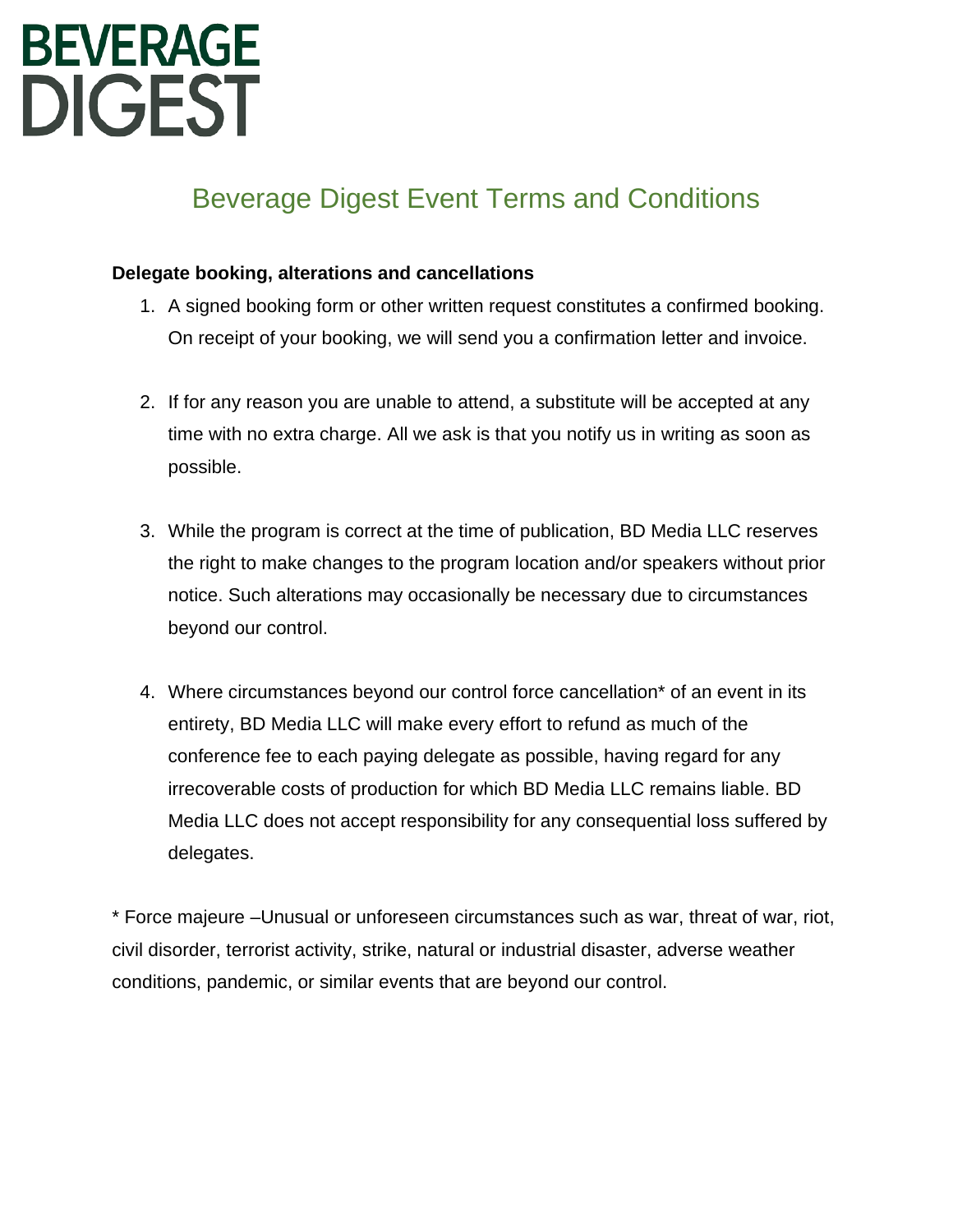BEVERAGE DIGEST

# Beverage Digest Event Terms and Conditions

**Delegate booking, alterations and cancellations**

1. A signed booking form or other written request constitutes a confirmed booking. On receipt of your booking, we will send you a confirmation letter and invoice.

2. If for any reason you are unable to attend, a substitute will be accepted at any time with no extra charge. All we ask is that you notify us in writing as soon as possible.

3. While the program is correct at the time of publication, BD Media LLC reserves the right to make changes to the program location and/or speakers without prior notice. Such alterations may occasionally be necessary due to circumstances beyond our control.

4. Where circumstances beyond our control force cancellation* of an event in its entirety, BD Media LLC will make every effort to refund as much of the conference fee to each paying delegate as possible, having regard for any irrecoverable costs of production for which BD Media LLC remains liable. BD Media LLC does not accept responsibility for any consequential loss suffered by delegates.

* Force majeure –Unusual or unforeseen circumstances such as war, threat of war, riot, civil disorder, terrorist activity, strike, natural or industrial disaster, adverse weather conditions, pandemic, or similar events that are beyond our control.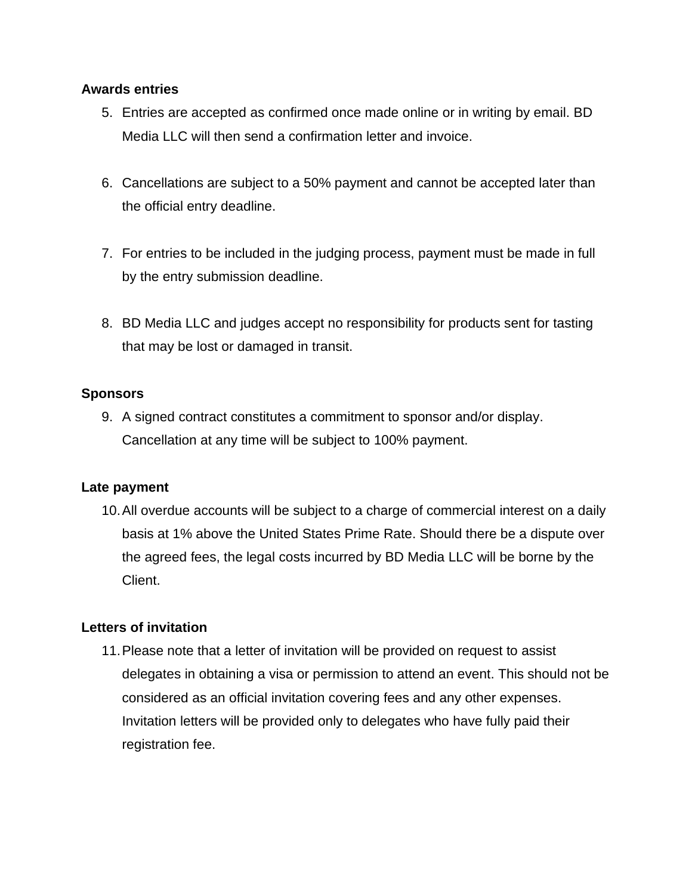**Awards entries**

5. Entries are accepted as confirmed once made online or in writing by email. BD Media LLC will then send a confirmation letter and invoice.

6. Cancellations are subject to a 50% payment and cannot be accepted later than the official entry deadline.

7. For entries to be included in the judging process, payment must be made in full by the entry submission deadline.

8. BD Media LLC and judges accept no responsibility for products sent for tasting that may be lost or damaged in transit.

**Sponsors**

9. A signed contract constitutes a commitment to sponsor and/or display. Cancellation at any time will be subject to 100% payment.

**Late payment**

10. All overdue accounts will be subject to a charge of commercial interest on a daily basis at 1% above the United States Prime Rate. Should there be a dispute over the agreed fees, the legal costs incurred by BD Media LLC will be borne by the Client.

**Letters of invitation**

11. Please note that a letter of invitation will be provided on request to assist delegates in obtaining a visa or permission to attend an event. This should not be considered as an official invitation covering fees and any other expenses. Invitation letters will be provided only to delegates who have fully paid their registration fee.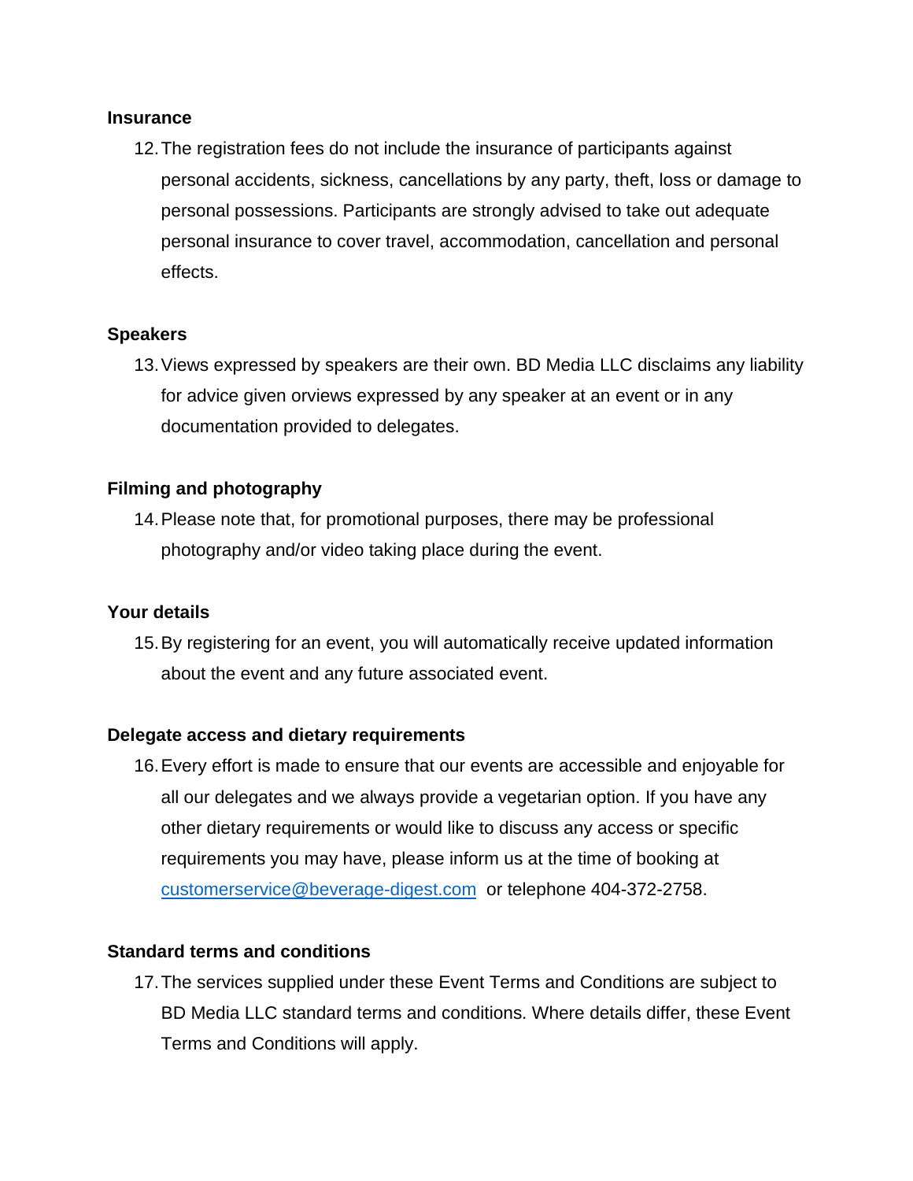**Insurance**

12. The registration fees do not include the insurance of participants against personal accidents, sickness, cancellations by any party, theft, loss or damage to personal possessions. Participants are strongly advised to take out adequate personal insurance to cover travel, accommodation, cancellation and personal effects.

**Speakers**

13. Views expressed by speakers are their own. BD Media LLC disclaims any liability for advice given orviews expressed by any speaker at an event or in any documentation provided to delegates.

**Filming and photography**

14. Please note that, for promotional purposes, there may be professional photography and/or video taking place during the event.

**Your details**

15. By registering for an event, you will automatically receive updated information about the event and any future associated event.

**Delegate access and dietary requirements**

16. Every effort is made to ensure that our events are accessible and enjoyable for all our delegates and we always provide a vegetarian option. If you have any other dietary requirements or would like to discuss any access or specific requirements you may have, please inform us at the time of booking at customerservice@beverage-digest.com or telephone 404-372-2758.

**Standard terms and conditions**

17. The services supplied under these Event Terms and Conditions are subject to BD Media LLC standard terms and conditions. Where details differ, these Event Terms and Conditions will apply.